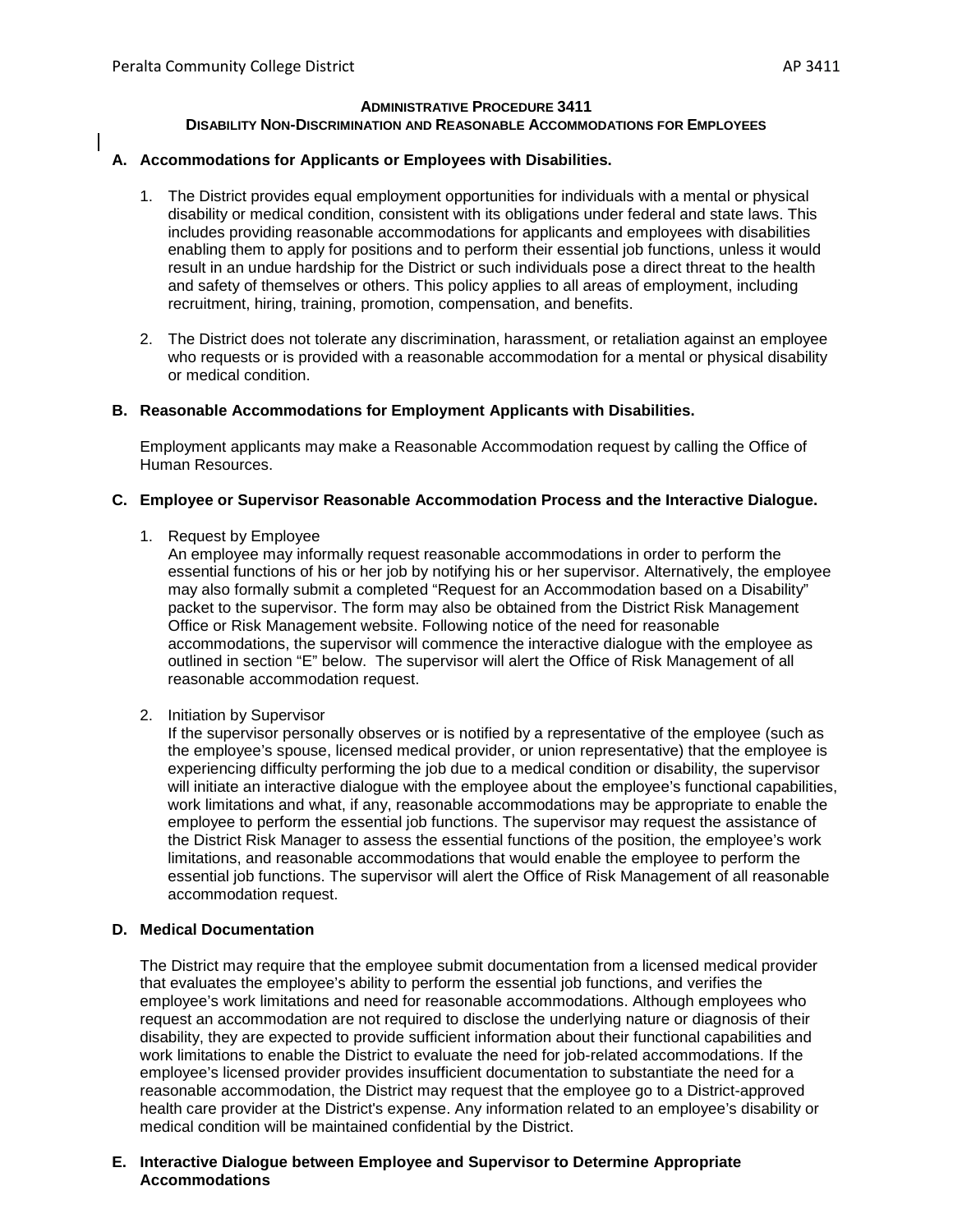## ADMINISTRATIVE PROCEDURE 3411
### DISABILITY NON-DISCRIMINATION AND REASONABLE ACCOMMODATIONS FOR EMPLOYEES

**A. Accommodations for Applicants or Employees with Disabilities.**

1. The District provides equal employment opportunities for individuals with a mental or physical disability or medical condition, consistent with its obligations under federal and state laws. This includes providing reasonable accommodations for applicants and employees with disabilities enabling them to apply for positions and to perform their essential job functions, unless it would result in an undue hardship for the District or such individuals pose a direct threat to the health and safety of themselves or others. This policy applies to all areas of employment, including recruitment, hiring, training, promotion, compensation, and benefits.

2. The District does not tolerate any discrimination, harassment, or retaliation against an employee who requests or is provided with a reasonable accommodation for a mental or physical disability or medical condition.

**B. Reasonable Accommodations for Employment Applicants with Disabilities.**

Employment applicants may make a Reasonable Accommodation request by calling the Office of Human Resources.

**C. Employee or Supervisor Reasonable Accommodation Process and the Interactive Dialogue.**

1. Request by Employee
   An employee may informally request reasonable accommodations in order to perform the essential functions of his or her job by notifying his or her supervisor. Alternatively, the employee may also formally submit a completed "Request for an Accommodation based on a Disability" packet to the supervisor. The form may also be obtained from the District Risk Management Office or Risk Management website. Following notice of the need for reasonable accommodations, the supervisor will commence the interactive dialogue with the employee as outlined in section "E" below. The supervisor will alert the Office of Risk Management of all reasonable accommodation request.

2. Initiation by Supervisor
   If the supervisor personally observes or is notified by a representative of the employee (such as the employee's spouse, licensed medical provider, or union representative) that the employee is experiencing difficulty performing the job due to a medical condition or disability, the supervisor will initiate an interactive dialogue with the employee about the employee's functional capabilities, work limitations and what, if any, reasonable accommodations may be appropriate to enable the employee to perform the essential job functions. The supervisor may request the assistance of the District Risk Manager to assess the essential functions of the position, the employee's work limitations, and reasonable accommodations that would enable the employee to perform the essential job functions. The supervisor will alert the Office of Risk Management of all reasonable accommodation request.

**D. Medical Documentation**

The District may require that the employee submit documentation from a licensed medical provider that evaluates the employee's ability to perform the essential job functions, and verifies the employee's work limitations and need for reasonable accommodations. Although employees who request an accommodation are not required to disclose the underlying nature or diagnosis of their disability, they are expected to provide sufficient information about their functional capabilities and work limitations to enable the District to evaluate the need for job-related accommodations. If the employee's licensed provider provides insufficient documentation to substantiate the need for a reasonable accommodation, the District may request that the employee go to a District-approved health care provider at the District's expense. Any information related to an employee's disability or medical condition will be maintained confidential by the District.

**E. Interactive Dialogue between Employee and Supervisor to Determine Appropriate Accommodations**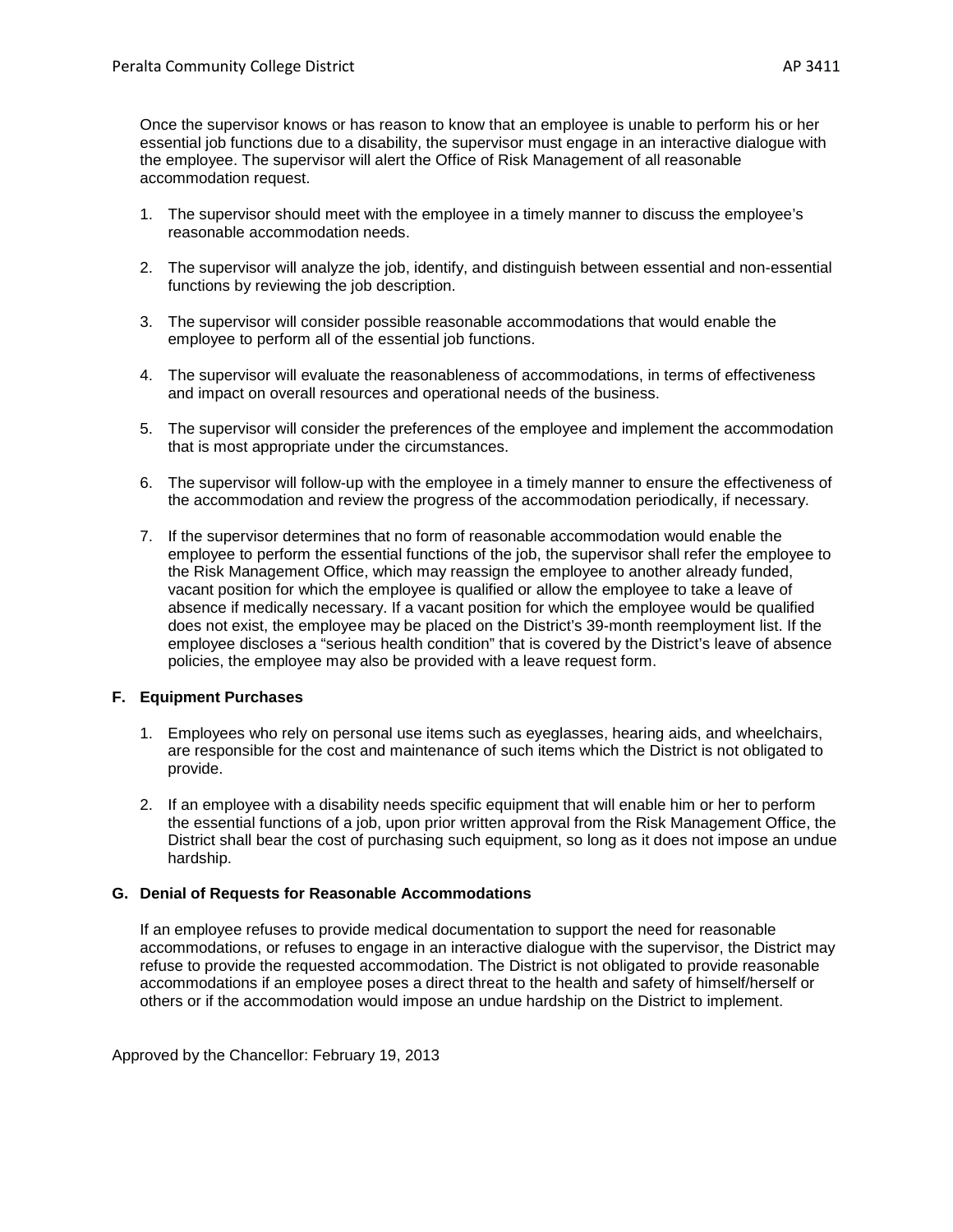Once the supervisor knows or has reason to know that an employee is unable to perform his or her essential job functions due to a disability, the supervisor must engage in an interactive dialogue with the employee. The supervisor will alert the Office of Risk Management of all reasonable accommodation request.

1. The supervisor should meet with the employee in a timely manner to discuss the employee's reasonable accommodation needs.

2. The supervisor will analyze the job, identify, and distinguish between essential and non-essential functions by reviewing the job description.

3. The supervisor will consider possible reasonable accommodations that would enable the employee to perform all of the essential job functions.

4. The supervisor will evaluate the reasonableness of accommodations, in terms of effectiveness and impact on overall resources and operational needs of the business.

5. The supervisor will consider the preferences of the employee and implement the accommodation that is most appropriate under the circumstances.

6. The supervisor will follow-up with the employee in a timely manner to ensure the effectiveness of the accommodation and review the progress of the accommodation periodically, if necessary.

7. If the supervisor determines that no form of reasonable accommodation would enable the employee to perform the essential functions of the job, the supervisor shall refer the employee to the Risk Management Office, which may reassign the employee to another already funded, vacant position for which the employee is qualified or allow the employee to take a leave of absence if medically necessary. If a vacant position for which the employee would be qualified does not exist, the employee may be placed on the District's 39-month reemployment list. If the employee discloses a "serious health condition" that is covered by the District's leave of absence policies, the employee may also be provided with a leave request form.

### F. Equipment Purchases

1. Employees who rely on personal use items such as eyeglasses, hearing aids, and wheelchairs, are responsible for the cost and maintenance of such items which the District is not obligated to provide.

2. If an employee with a disability needs specific equipment that will enable him or her to perform the essential functions of a job, upon prior written approval from the Risk Management Office, the District shall bear the cost of purchasing such equipment, so long as it does not impose an undue hardship.

### G. Denial of Requests for Reasonable Accommodations

If an employee refuses to provide medical documentation to support the need for reasonable accommodations, or refuses to engage in an interactive dialogue with the supervisor, the District may refuse to provide the requested accommodation. The District is not obligated to provide reasonable accommodations if an employee poses a direct threat to the health and safety of himself/herself or others or if the accommodation would impose an undue hardship on the District to implement.

Approved by the Chancellor: February 19, 2013